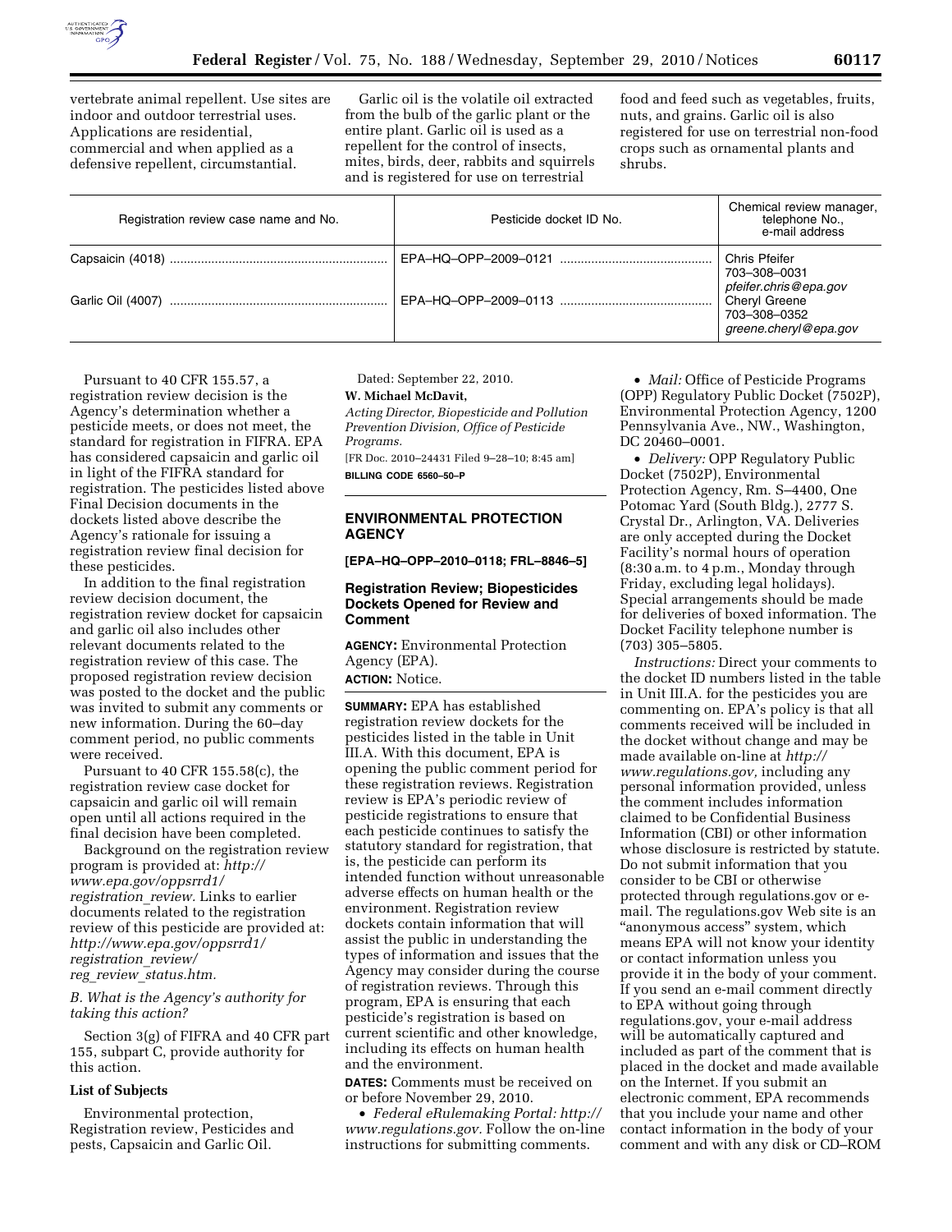vertebrate animal repellent. Use sites are indoor and outdoor terrestrial uses. Applications are residential, commercial and when applied as a defensive repellent, circumstantial.

Garlic oil is the volatile oil extracted from the bulb of the garlic plant or the entire plant. Garlic oil is used as a repellent for the control of insects, mites, birds, deer, rabbits and squirrels and is registered for use on terrestrial food and feed such as vegetables, fruits, nuts, and grains. Garlic oil is also registered for use on terrestrial non-food crops such as ornamental plants and shrubs.

| Registration review case name and No. | Pesticide docket ID No. | Chemical review manager, telephone No., e-mail address |
| --- | --- | --- |
| Capsaicin (4018) | EPA–HQ–OPP–2009–0121 | Chris Pfeifer<br>703–308–0031<br>*pfeifer.chris@epa.gov* |
| Garlic Oil (4007) | EPA–HQ–OPP–2009–0113 | Cheryl Greene<br>703–308–0352<br>*greene.cheryl@epa.gov* |

Pursuant to 40 CFR 155.57, a registration review decision is the Agency's determination whether a pesticide meets, or does not meet, the standard for registration in FIFRA. EPA has considered capsaicin and garlic oil in light of the FIFRA standard for registration. The pesticides listed above Final Decision documents in the dockets listed above describe the Agency's rationale for issuing a registration review final decision for these pesticides.

In addition to the final registration review decision document, the registration review docket for capsaicin and garlic oil also includes other relevant documents related to the registration review of this case. The proposed registration review decision was posted to the docket and the public was invited to submit any comments or new information. During the 60–day comment period, no public comments were received.

Pursuant to 40 CFR 155.58(c), the registration review case docket for capsaicin and garlic oil will remain open until all actions required in the final decision have been completed.

Background on the registration review program is provided at: *http://www.epa.gov/oppsrrd1/registration_review.* Links to earlier documents related to the registration review of this pesticide are provided at: *http://www.epa.gov/oppsrrd1/registration_review/reg_review_status.htm.*

*B. What is the Agency's authority for taking this action?*

Section 3(g) of FIFRA and 40 CFR part 155, subpart C, provide authority for this action.

**List of Subjects**

Environmental protection, Registration review, Pesticides and pests, Capsaicin and Garlic Oil.

Dated: September 22, 2010.

**W. Michael McDavit,**

*Acting Director, Biopesticide and Pollution Prevention Division, Office of Pesticide Programs.*

[FR Doc. 2010–24431 Filed 9–28–10; 8:45 am]

**BILLING CODE 6560–50–P**

---

**ENVIRONMENTAL PROTECTION AGENCY**

**[EPA–HQ–OPP–2010–0118; FRL–8846–5]**

**Registration Review; Biopesticides Dockets Opened for Review and Comment**

**AGENCY:** Environmental Protection Agency (EPA).

**ACTION:** Notice.

**SUMMARY:** EPA has established registration review dockets for the pesticides listed in the table in Unit III.A. With this document, EPA is opening the public comment period for these registration reviews. Registration review is EPA's periodic review of pesticide registrations to ensure that each pesticide continues to satisfy the statutory standard for registration, that is, the pesticide can perform its intended function without unreasonable adverse effects on human health or the environment. Registration review dockets contain information that will assist the public in understanding the types of information and issues that the Agency may consider during the course of registration reviews. Through this program, EPA is ensuring that each pesticide's registration is based on current scientific and other knowledge, including its effects on human health and the environment.

**DATES:** Comments must be received on or before November 29, 2010.

- *Federal eRulemaking Portal: http://www.regulations.gov.* Follow the on-line instructions for submitting comments.
- *Mail:* Office of Pesticide Programs (OPP) Regulatory Public Docket (7502P), Environmental Protection Agency, 1200 Pennsylvania Ave., NW., Washington, DC 20460–0001.
- *Delivery:* OPP Regulatory Public Docket (7502P), Environmental Protection Agency, Rm. S–4400, One Potomac Yard (South Bldg.), 2777 S. Crystal Dr., Arlington, VA. Deliveries are only accepted during the Docket Facility's normal hours of operation (8:30 a.m. to 4 p.m., Monday through Friday, excluding legal holidays). Special arrangements should be made for deliveries of boxed information. The Docket Facility telephone number is (703) 305–5805.

*Instructions:* Direct your comments to the docket ID numbers listed in the table in Unit III.A. for the pesticides you are commenting on. EPA's policy is that all comments received will be included in the docket without change and may be made available on-line at *http://www.regulations.gov,* including any personal information provided, unless the comment includes information claimed to be Confidential Business Information (CBI) or other information whose disclosure is restricted by statute. Do not submit information that you consider to be CBI or otherwise protected through regulations.gov or e-mail. The regulations.gov Web site is an "anonymous access" system, which means EPA will not know your identity or contact information unless you provide it in the body of your comment. If you send an e-mail comment directly to EPA without going through regulations.gov, your e-mail address will be automatically captured and included as part of the comment that is placed in the docket and made available on the Internet. If you submit an electronic comment, EPA recommends that you include your name and other contact information in the body of your comment and with any disk or CD–ROM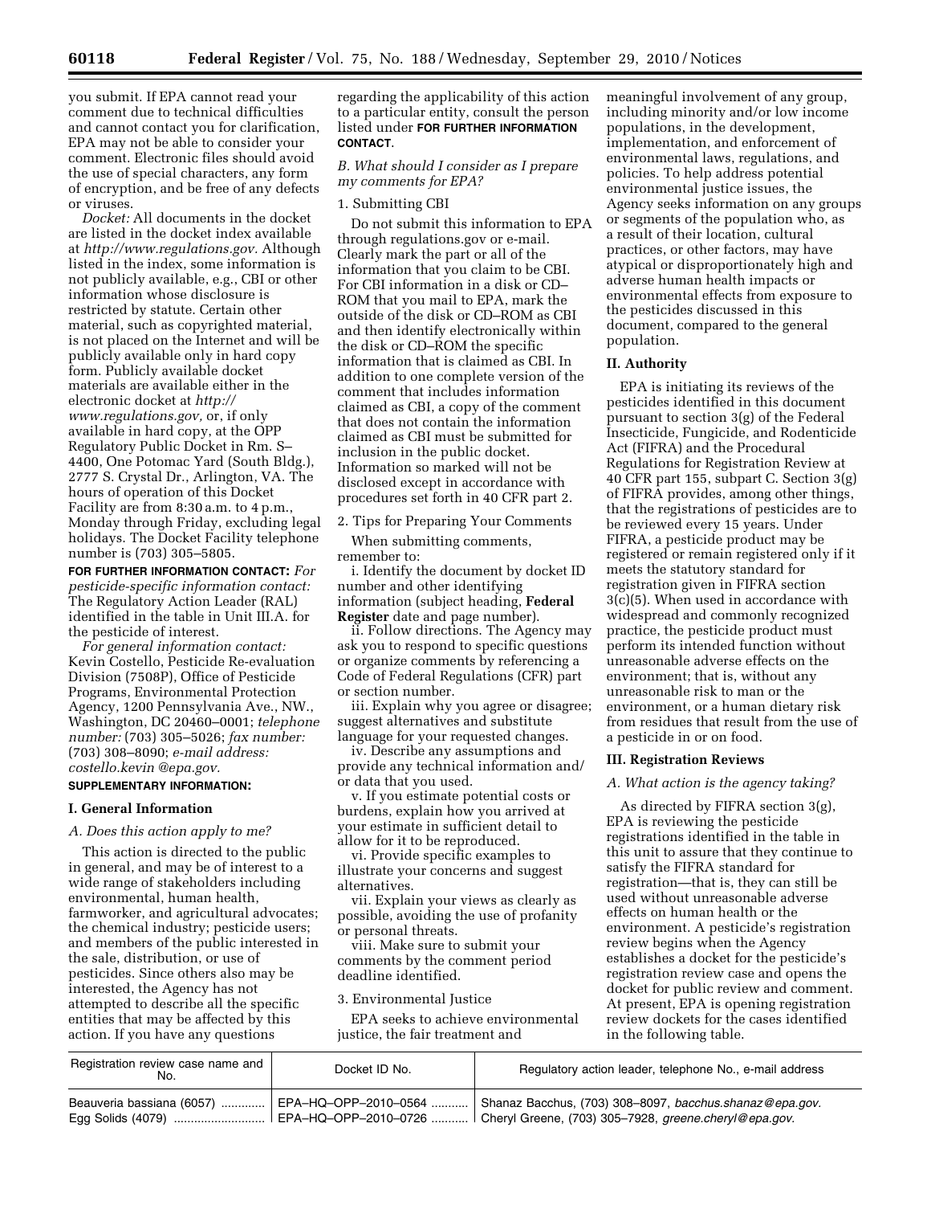you submit. If EPA cannot read your comment due to technical difficulties and cannot contact you for clarification, EPA may not be able to consider your comment. Electronic files should avoid the use of special characters, any form of encryption, and be free of any defects or viruses.

*Docket:* All documents in the docket are listed in the docket index available at *http://www.regulations.gov.* Although listed in the index, some information is not publicly available, e.g., CBI or other information whose disclosure is restricted by statute. Certain other material, such as copyrighted material, is not placed on the Internet and will be publicly available only in hard copy form. Publicly available docket materials are available either in the electronic docket at *http://www.regulations.gov,* or, if only available in hard copy, at the OPP Regulatory Public Docket in Rm. S–4400, One Potomac Yard (South Bldg.), 2777 S. Crystal Dr., Arlington, VA. The hours of operation of this Docket Facility are from 8:30 a.m. to 4 p.m., Monday through Friday, excluding legal holidays. The Docket Facility telephone number is (703) 305–5805.

**FOR FURTHER INFORMATION CONTACT:** *For pesticide-specific information contact:* The Regulatory Action Leader (RAL) identified in the table in Unit III.A. for the pesticide of interest.

*For general information contact:* Kevin Costello, Pesticide Re-evaluation Division (7508P), Office of Pesticide Programs, Environmental Protection Agency, 1200 Pennsylvania Ave., NW., Washington, DC 20460–0001; *telephone number:* (703) 305–5026; *fax number:* (703) 308–8090; *e-mail address: costello.kevin @epa.gov.*

**SUPPLEMENTARY INFORMATION:**

## I. General Information

### A. Does this action apply to me?

This action is directed to the public in general, and may be of interest to a wide range of stakeholders including environmental, human health, farmworker, and agricultural advocates; the chemical industry; pesticide users; and members of the public interested in the sale, distribution, or use of pesticides. Since others also may be interested, the Agency has not attempted to describe all the specific entities that may be affected by this action. If you have any questions regarding the applicability of this action to a particular entity, consult the person listed under **FOR FURTHER INFORMATION CONTACT**.

### B. What should I consider as I prepare my comments for EPA?

1. Submitting CBI

Do not submit this information to EPA through regulations.gov or e-mail. Clearly mark the part or all of the information that you claim to be CBI. For CBI information in a disk or CD–ROM that you mail to EPA, mark the outside of the disk or CD–ROM as CBI and then identify electronically within the disk or CD–ROM the specific information that is claimed as CBI. In addition to one complete version of the comment that includes information claimed as CBI, a copy of the comment that does not contain the information claimed as CBI must be submitted for inclusion in the public docket. Information so marked will not be disclosed except in accordance with procedures set forth in 40 CFR part 2.

2. Tips for Preparing Your Comments

When submitting comments, remember to:

i. Identify the document by docket ID number and other identifying information (subject heading, **Federal Register** date and page number).

ii. Follow directions. The Agency may ask you to respond to specific questions or organize comments by referencing a Code of Federal Regulations (CFR) part or section number.

iii. Explain why you agree or disagree; suggest alternatives and substitute language for your requested changes.

iv. Describe any assumptions and provide any technical information and/or data that you used.

v. If you estimate potential costs or burdens, explain how you arrived at your estimate in sufficient detail to allow for it to be reproduced.

vi. Provide specific examples to illustrate your concerns and suggest alternatives.

vii. Explain your views as clearly as possible, avoiding the use of profanity or personal threats.

viii. Make sure to submit your comments by the comment period deadline identified.

3. Environmental Justice

EPA seeks to achieve environmental justice, the fair treatment and meaningful involvement of any group, including minority and/or low income populations, in the development, implementation, and enforcement of environmental laws, regulations, and policies. To help address potential environmental justice issues, the Agency seeks information on any groups or segments of the population who, as a result of their location, cultural practices, or other factors, may have atypical or disproportionately high and adverse human health impacts or environmental effects from exposure to the pesticides discussed in this document, compared to the general population.

## II. Authority

EPA is initiating its reviews of the pesticides identified in this document pursuant to section 3(g) of the Federal Insecticide, Fungicide, and Rodenticide Act (FIFRA) and the Procedural Regulations for Registration Review at 40 CFR part 155, subpart C. Section 3(g) of FIFRA provides, among other things, that the registrations of pesticides are to be reviewed every 15 years. Under FIFRA, a pesticide product may be registered or remain registered only if it meets the statutory standard for registration given in FIFRA section 3(c)(5). When used in accordance with widespread and commonly recognized practice, the pesticide product must perform its intended function without unreasonable adverse effects on the environment; that is, without any unreasonable risk to man or the environment, or a human dietary risk from residues that result from the use of a pesticide in or on food.

## III. Registration Reviews

### A. What action is the agency taking?

As directed by FIFRA section 3(g), EPA is reviewing the pesticide registrations identified in the table in this unit to assure that they continue to satisfy the FIFRA standard for registration—that is, they can still be used without unreasonable adverse effects on human health or the environment. A pesticide's registration review begins when the Agency establishes a docket for the pesticide's registration review case and opens the docket for public review and comment. At present, EPA is opening registration review dockets for the cases identified in the following table.

| Registration review case name and No. | Docket ID No. | Regulatory action leader, telephone No., e-mail address |
|---|---|---|
| Beauveria bassiana (6057) | EPA–HQ–OPP–2010–0564 | Shanaz Bacchus, (703) 308–8097, *bacchus.shanaz@epa.gov.* |
| Egg Solids (4079) | EPA–HQ–OPP–2010–0726 | Cheryl Greene, (703) 305–7928, *greene.cheryl@epa.gov.* |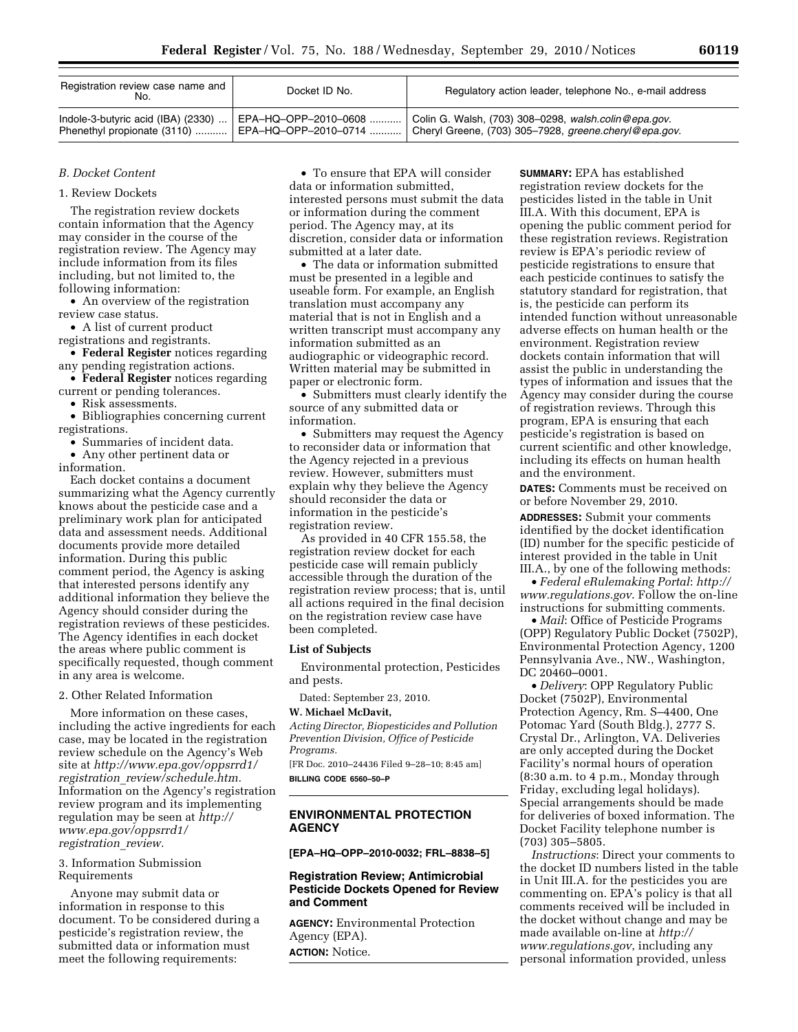| Registration review case name and No. | Docket ID No. | Regulatory action leader, telephone No., e-mail address |
|---|---|---|
| Indole-3-butyric acid (IBA) (2330) ... | EPA–HQ–OPP–2010–0608 ........... | Colin G. Walsh, (703) 308–0298, *walsh.colin@epa.gov.* |
| Phenethyl propionate (3110) ........... | EPA–HQ–OPP–2010–0714 ........... | Cheryl Greene, (703) 305–7928, *greene.cheryl@epa.gov.* |

### *B. Docket Content*

#### 1. Review Dockets

The registration review dockets contain information that the Agency may consider in the course of the registration review. The Agency may include information from its files including, but not limited to, the following information:

- An overview of the registration review case status.
- A list of current product registrations and registrants.
- **Federal Register** notices regarding any pending registration actions.
- **Federal Register** notices regarding current or pending tolerances.
- Risk assessments.
- Bibliographies concerning current registrations.
- Summaries of incident data.
- Any other pertinent data or information.

Each docket contains a document summarizing what the Agency currently knows about the pesticide case and a preliminary work plan for anticipated data and assessment needs. Additional documents provide more detailed information. During this public comment period, the Agency is asking that interested persons identify any additional information they believe the Agency should consider during the registration reviews of these pesticides. The Agency identifies in each docket the areas where public comment is specifically requested, though comment in any area is welcome.

#### 2. Other Related Information

More information on these cases, including the active ingredients for each case, may be located in the registration review schedule on the Agency's Web site at *http://www.epa.gov/oppsrrd1/registration_review/schedule.htm.* Information on the Agency's registration review program and its implementing regulation may be seen at *http://www.epa.gov/oppsrrd1/registration_review.*

#### 3. Information Submission Requirements

Anyone may submit data or information in response to this document. To be considered during a pesticide's registration review, the submitted data or information must meet the following requirements:

- To ensure that EPA will consider data or information submitted, interested persons must submit the data or information during the comment period. The Agency may, at its discretion, consider data or information submitted at a later date.
- The data or information submitted must be presented in a legible and useable form. For example, an English translation must accompany any material that is not in English and a written transcript must accompany any information submitted as an audiographic or videographic record. Written material may be submitted in paper or electronic form.
- Submitters must clearly identify the source of any submitted data or information.
- Submitters may request the Agency to reconsider data or information that the Agency rejected in a previous review. However, submitters must explain why they believe the Agency should reconsider the data or information in the pesticide's registration review.

As provided in 40 CFR 155.58, the registration review docket for each pesticide case will remain publicly accessible through the duration of the registration review process; that is, until all actions required in the final decision on the registration review case have been completed.

**List of Subjects**

Environmental protection, Pesticides and pests.

Dated: September 23, 2010.

**W. Michael McDavit,**

*Acting Director, Biopesticides and Pollution Prevention Division, Office of Pesticide Programs.*

[FR Doc. 2010–24436 Filed 9–28–10; 8:45 am]

**BILLING CODE 6560–50–P**

---

## ENVIRONMENTAL PROTECTION AGENCY

**[EPA–HQ–OPP–2010-0032; FRL–8838–5]**

### Registration Review; Antimicrobial Pesticide Dockets Opened for Review and Comment

**AGENCY:** Environmental Protection Agency (EPA).

**ACTION:** Notice.

**SUMMARY:** EPA has established registration review dockets for the pesticides listed in the table in Unit III.A. With this document, EPA is opening the public comment period for these registration reviews. Registration review is EPA's periodic review of pesticide registrations to ensure that each pesticide continues to satisfy the statutory standard for registration, that is, the pesticide can perform its intended function without unreasonable adverse effects on human health or the environment. Registration review dockets contain information that will assist the public in understanding the types of information and issues that the Agency may consider during the course of registration reviews. Through this program, EPA is ensuring that each pesticide's registration is based on current scientific and other knowledge, including its effects on human health and the environment.

**DATES:** Comments must be received on or before November 29, 2010.

**ADDRESSES:** Submit your comments identified by the docket identification (ID) number for the specific pesticide of interest provided in the table in Unit III.A., by one of the following methods:

- *Federal eRulemaking Portal*: *http://www.regulations.gov*. Follow the on-line instructions for submitting comments.
- *Mail*: Office of Pesticide Programs (OPP) Regulatory Public Docket (7502P), Environmental Protection Agency, 1200 Pennsylvania Ave., NW., Washington, DC 20460–0001.
- *Delivery*: OPP Regulatory Public Docket (7502P), Environmental Protection Agency, Rm. S–4400, One Potomac Yard (South Bldg.), 2777 S. Crystal Dr., Arlington, VA. Deliveries are only accepted during the Docket Facility's normal hours of operation (8:30 a.m. to 4 p.m., Monday through Friday, excluding legal holidays). Special arrangements should be made for deliveries of boxed information. The Docket Facility telephone number is (703) 305–5805.

*Instructions*: Direct your comments to the docket ID numbers listed in the table in Unit III.A. for the pesticides you are commenting on. EPA's policy is that all comments received will be included in the docket without change and may be made available on-line at *http://www.regulations.gov*, including any personal information provided, unless